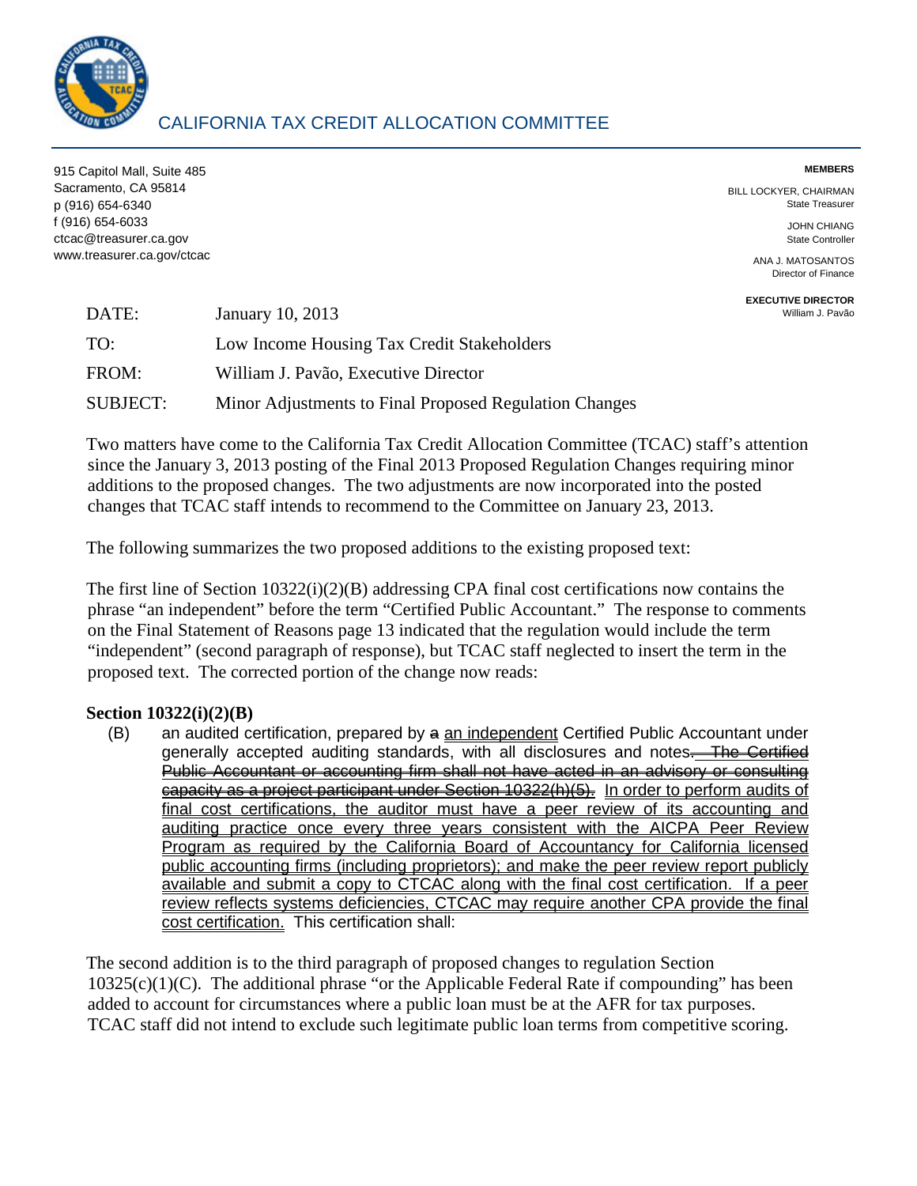# CALIFORNIA TAX CREDIT ALLOCATION COMMITTEE

915 Capitol Mall, Suite 485
Sacramento, CA 95814
p (916) 654-6340
f (916) 654-6033
ctcac@treasurer.ca.gov
www.treasurer.ca.gov/ctcac

**MEMBERS**

BILL LOCKYER, CHAIRMAN
State Treasurer

JOHN CHIANG
State Controller

ANA J. MATOSANTOS
Director of Finance

**EXECUTIVE DIRECTOR**
William J. Pavão

DATE: January 10, 2013

TO: Low Income Housing Tax Credit Stakeholders

FROM: William J. Pavão, Executive Director

SUBJECT: Minor Adjustments to Final Proposed Regulation Changes

Two matters have come to the California Tax Credit Allocation Committee (TCAC) staff's attention since the January 3, 2013 posting of the Final 2013 Proposed Regulation Changes requiring minor additions to the proposed changes. The two adjustments are now incorporated into the posted changes that TCAC staff intends to recommend to the Committee on January 23, 2013.

The following summarizes the two proposed additions to the existing proposed text:

The first line of Section 10322(i)(2)(B) addressing CPA final cost certifications now contains the phrase "an independent" before the term "Certified Public Accountant." The response to comments on the Final Statement of Reasons page 13 indicated that the regulation would include the term "independent" (second paragraph of response), but TCAC staff neglected to insert the term in the proposed text. The corrected portion of the change now reads:

**Section 10322(i)(2)(B)**

(B) an audited certification, prepared by ~~a~~ <u>an independent</u> Certified Public Accountant under generally accepted auditing standards, with all disclosures and notes~~. The Certified Public Accountant or accounting firm shall not have acted in an advisory or consulting capacity as a project participant under Section 10322(h)(5).~~ <u>In order to perform audits of final cost certifications, the auditor must have a peer review of its accounting and auditing practice once every three years consistent with the AICPA Peer Review Program as required by the California Board of Accountancy for California licensed public accounting firms (including proprietors); and make the peer review report publicly available and submit a copy to CTCAC along with the final cost certification. If a peer review reflects systems deficiencies, CTCAC may require another CPA provide the final cost certification.</u> This certification shall:

The second addition is to the third paragraph of proposed changes to regulation Section 10325(c)(1)(C). The additional phrase "or the Applicable Federal Rate if compounding" has been added to account for circumstances where a public loan must be at the AFR for tax purposes. TCAC staff did not intend to exclude such legitimate public loan terms from competitive scoring.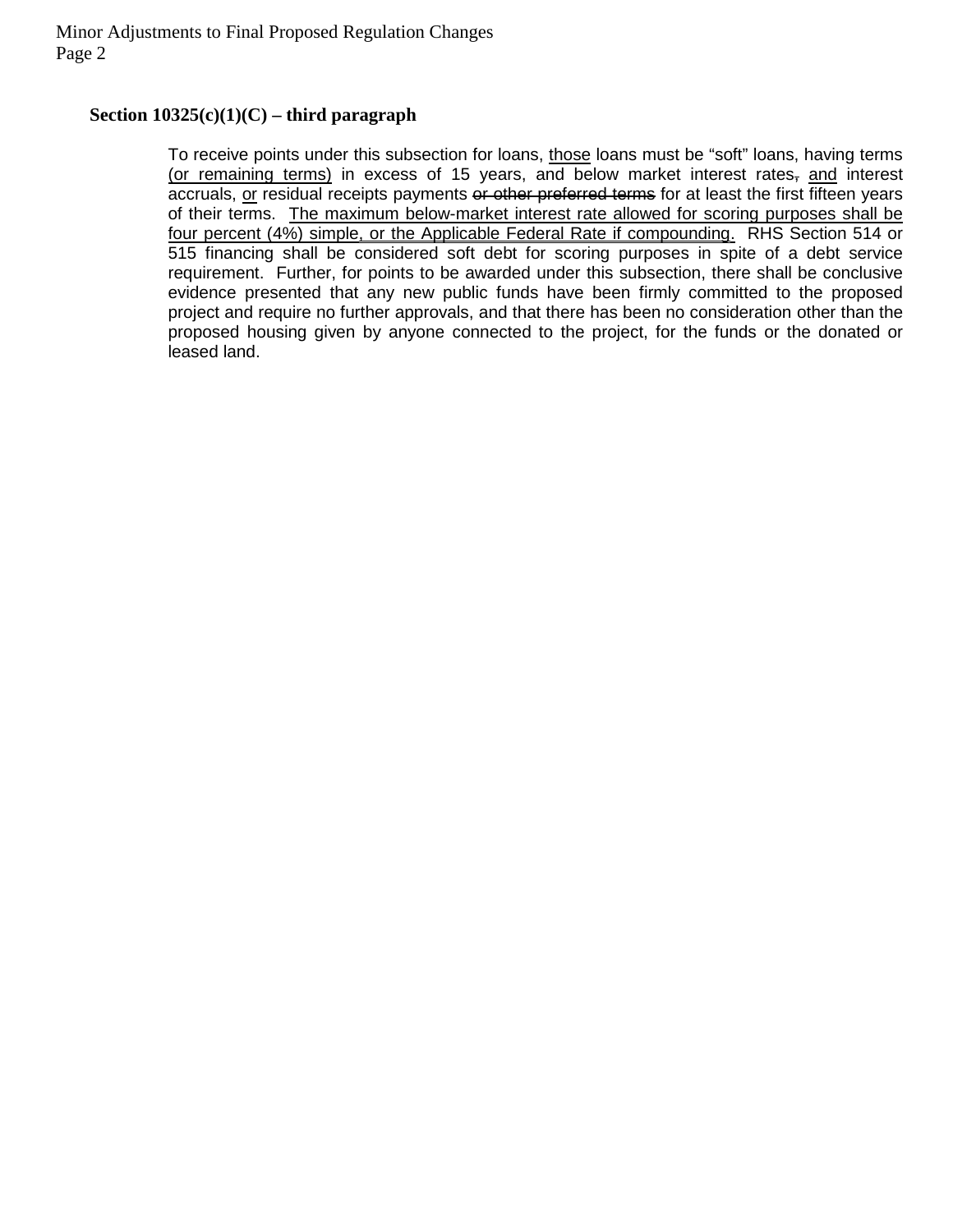**Section 10325(c)(1)(C) – third paragraph**

To receive points under this subsection for loans, <u>those</u> loans must be "soft" loans, having terms <u>(or remaining terms)</u> in excess of 15 years, and below market interest rates~~,~~ <u>and</u> interest accruals, <u>or</u> residual receipts payments ~~or other preferred terms~~ for at least the first fifteen years of their terms. <u>The maximum below-market interest rate allowed for scoring purposes shall be four percent (4%) simple, or the Applicable Federal Rate if compounding.</u> RHS Section 514 or 515 financing shall be considered soft debt for scoring purposes in spite of a debt service requirement. Further, for points to be awarded under this subsection, there shall be conclusive evidence presented that any new public funds have been firmly committed to the proposed project and require no further approvals, and that there has been no consideration other than the proposed housing given by anyone connected to the project, for the funds or the donated or leased land.